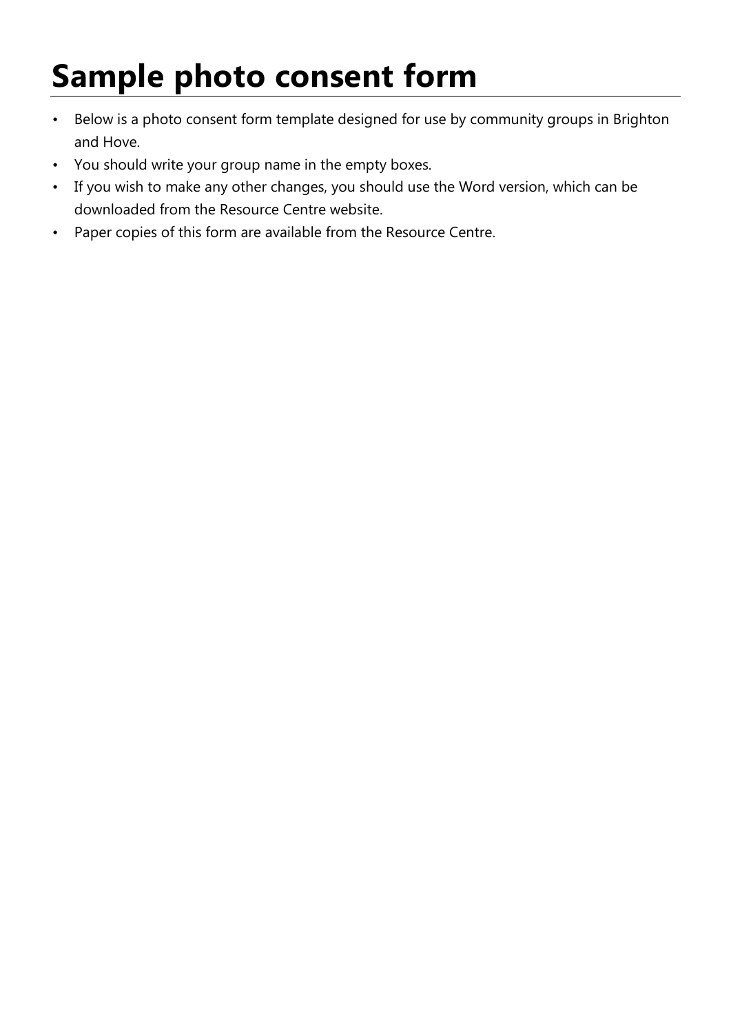# Sample photo consent form

- Below is a photo consent form template designed for use by community groups in Brighton and Hove.
- You should write your group name in the empty boxes.
- If you wish to make any other changes, you should use the Word version, which can be downloaded from the Resource Centre website.
- Paper copies of this form are available from the Resource Centre.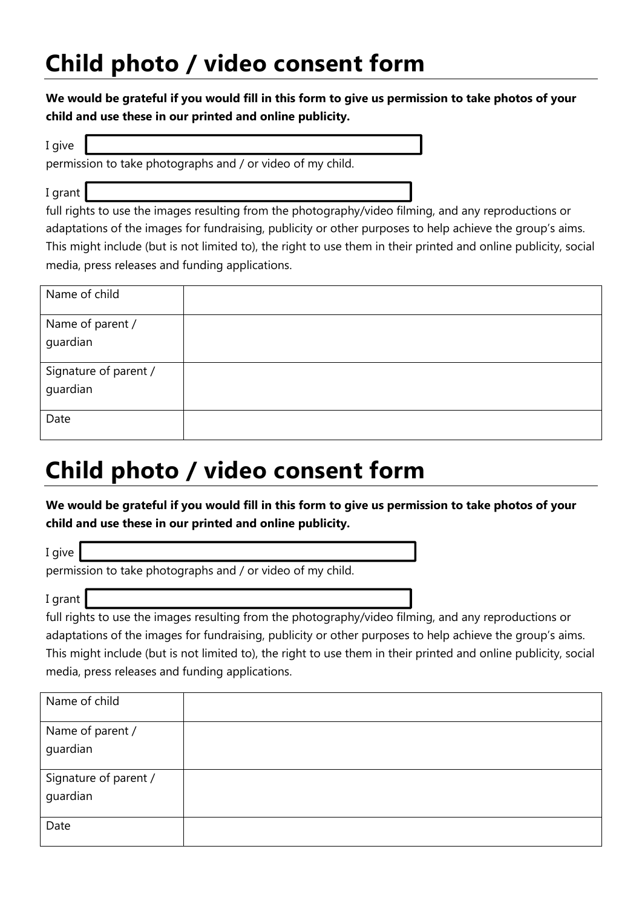# Child photo / video consent form

**We would be grateful if you would fill in this form to give us permission to take photos of your child and use these in our printed and online publicity.**

I give

permission to take photographs and / or video of my child.

I grant

full rights to use the images resulting from the photography/video filming, and any reproductions or adaptations of the images for fundraising, publicity or other purposes to help achieve the group's aims. This might include (but is not limited to), the right to use them in their printed and online publicity, social media, press releases and funding applications.

| | |
|---|---|
| Name of child | |
| Name of parent / guardian | |
| Signature of parent / guardian | |
| Date | |

# Child photo / video consent form

**We would be grateful if you would fill in this form to give us permission to take photos of your child and use these in our printed and online publicity.**

I give

permission to take photographs and / or video of my child.

I grant

full rights to use the images resulting from the photography/video filming, and any reproductions or adaptations of the images for fundraising, publicity or other purposes to help achieve the group's aims. This might include (but is not limited to), the right to use them in their printed and online publicity, social media, press releases and funding applications.

| | |
|---|---|
| Name of child | |
| Name of parent / guardian | |
| Signature of parent / guardian | |
| Date | |